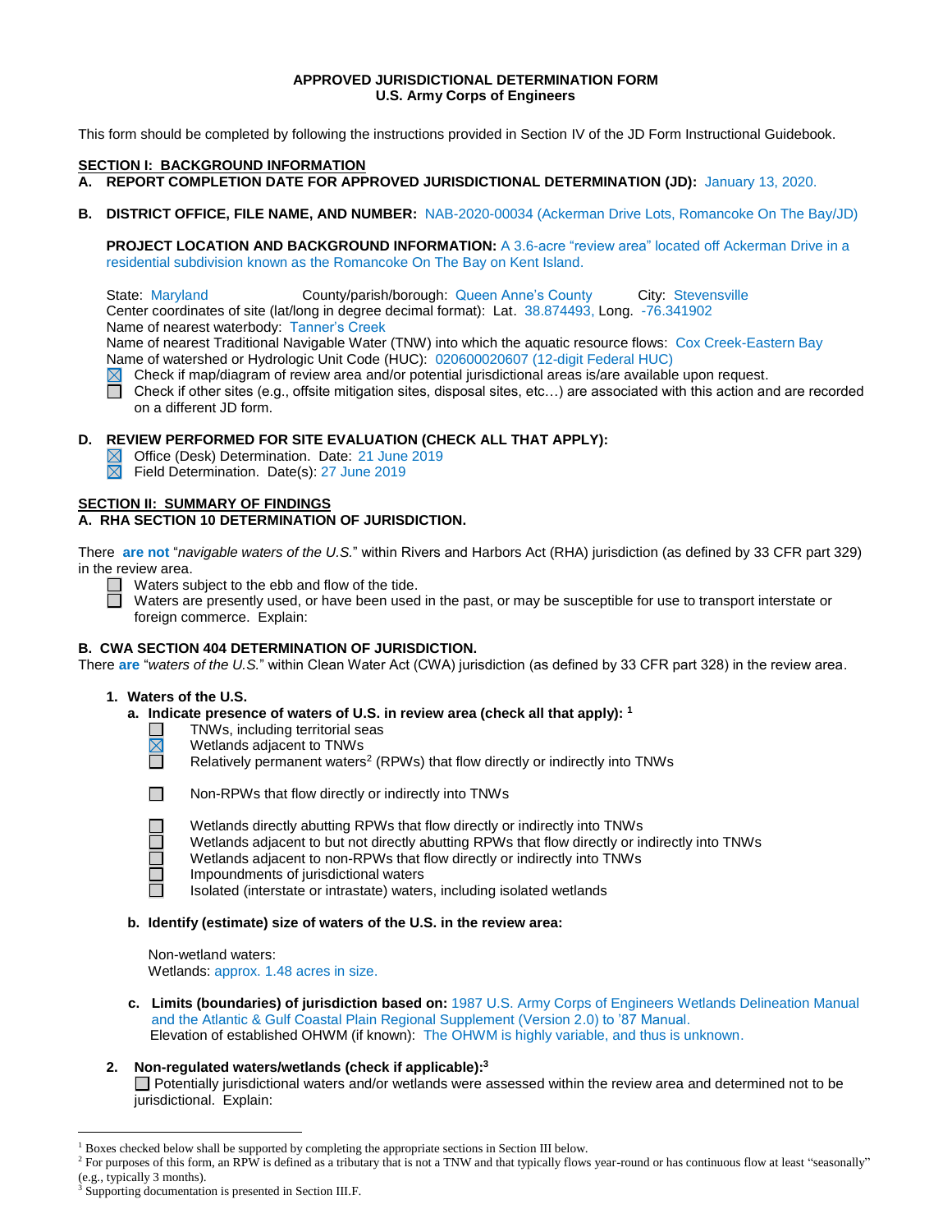**APPROVED JURISDICTIONAL DETERMINATION FORM**
**U.S. Army Corps of Engineers**

This form should be completed by following the instructions provided in Section IV of the JD Form Instructional Guidebook.

## SECTION I: BACKGROUND INFORMATION

**A. REPORT COMPLETION DATE FOR APPROVED JURISDICTIONAL DETERMINATION (JD):** January 13, 2020.

**B. DISTRICT OFFICE, FILE NAME, AND NUMBER:** NAB-2020-00034 (Ackerman Drive Lots, Romancoke On The Bay/JD)

**PROJECT LOCATION AND BACKGROUND INFORMATION:** A 3.6-acre "review area" located off Ackerman Drive in a residential subdivision known as the Romancoke On The Bay on Kent Island.

State: Maryland County/parish/borough: Queen Anne's County City: Stevensville
Center coordinates of site (lat/long in degree decimal format): Lat. 38.874493, Long. -76.341902
Name of nearest waterbody: Tanner's Creek
Name of nearest Traditional Navigable Water (TNW) into which the aquatic resource flows: Cox Creek-Eastern Bay
Name of watershed or Hydrologic Unit Code (HUC): 020600020607 (12-digit Federal HUC)

- ☒ Check if map/diagram of review area and/or potential jurisdictional areas is/are available upon request.
- ☐ Check if other sites (e.g., offsite mitigation sites, disposal sites, etc…) are associated with this action and are recorded on a different JD form.

**D. REVIEW PERFORMED FOR SITE EVALUATION (CHECK ALL THAT APPLY):**

- ☒ Office (Desk) Determination. Date: 21 June 2019
- ☒ Field Determination. Date(s): 27 June 2019

## SECTION II: SUMMARY OF FINDINGS

**A. RHA SECTION 10 DETERMINATION OF JURISDICTION.**

There **are not** "*navigable waters of the U.S.*" within Rivers and Harbors Act (RHA) jurisdiction (as defined by 33 CFR part 329) in the review area.

- ☐ Waters subject to the ebb and flow of the tide.
- ☐ Waters are presently used, or have been used in the past, or may be susceptible for use to transport interstate or foreign commerce. Explain:

**B. CWA SECTION 404 DETERMINATION OF JURISDICTION.**

There **are** "*waters of the U.S.*" within Clean Water Act (CWA) jurisdiction (as defined by 33 CFR part 328) in the review area.

**1. Waters of the U.S.**

**a. Indicate presence of waters of U.S. in review area (check all that apply):** [1]

- ☐ TNWs, including territorial seas
- ☒ Wetlands adjacent to TNWs
- ☐ Relatively permanent waters[2] (RPWs) that flow directly or indirectly into TNWs
- ☐ Non-RPWs that flow directly or indirectly into TNWs
- ☐ Wetlands directly abutting RPWs that flow directly or indirectly into TNWs
- ☐ Wetlands adjacent to but not directly abutting RPWs that flow directly or indirectly into TNWs
- ☐ Wetlands adjacent to non-RPWs that flow directly or indirectly into TNWs
- ☐ Impoundments of jurisdictional waters
- ☐ Isolated (interstate or intrastate) waters, including isolated wetlands

**b. Identify (estimate) size of waters of the U.S. in the review area:**

Non-wetland waters:
Wetlands: approx. 1.48 acres in size.

**c. Limits (boundaries) of jurisdiction based on:** 1987 U.S. Army Corps of Engineers Wetlands Delineation Manual and the Atlantic & Gulf Coastal Plain Regional Supplement (Version 2.0) to '87 Manual.
Elevation of established OHWM (if known): The OHWM is highly variable, and thus is unknown.

**2. Non-regulated waters/wetlands (check if applicable):**[3]

☐ Potentially jurisdictional waters and/or wetlands were assessed within the review area and determined not to be jurisdictional. Explain:

---

[1] Boxes checked below shall be supported by completing the appropriate sections in Section III below.
[2] For purposes of this form, an RPW is defined as a tributary that is not a TNW and that typically flows year-round or has continuous flow at least "seasonally" (e.g., typically 3 months).
[3] Supporting documentation is presented in Section III.F.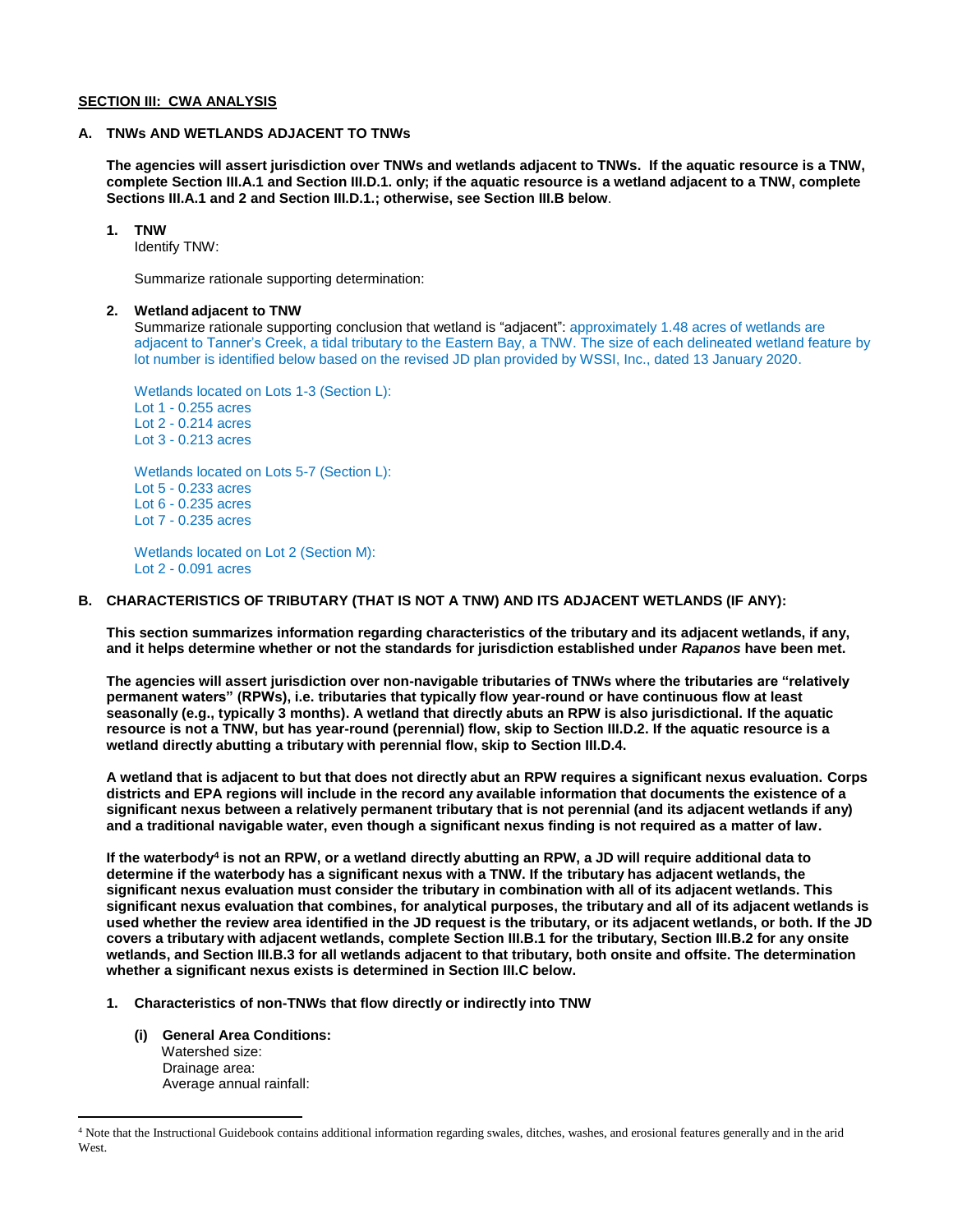**SECTION III: CWA ANALYSIS**

**A. TNWs AND WETLANDS ADJACENT TO TNWs**

**The agencies will assert jurisdiction over TNWs and wetlands adjacent to TNWs. If the aquatic resource is a TNW, complete Section III.A.1 and Section III.D.1. only; if the aquatic resource is a wetland adjacent to a TNW, complete Sections III.A.1 and 2 and Section III.D.1.; otherwise, see Section III.B below**.

**1. TNW**

Identify TNW:

Summarize rationale supporting determination:

**2. Wetland adjacent to TNW**

Summarize rationale supporting conclusion that wetland is "adjacent": approximately 1.48 acres of wetlands are adjacent to Tanner's Creek, a tidal tributary to the Eastern Bay, a TNW. The size of each delineated wetland feature by lot number is identified below based on the revised JD plan provided by WSSI, Inc., dated 13 January 2020.

Wetlands located on Lots 1-3 (Section L):
Lot 1 - 0.255 acres
Lot 2 - 0.214 acres
Lot 3 - 0.213 acres

Wetlands located on Lots 5-7 (Section L):
Lot 5 - 0.233 acres
Lot 6 - 0.235 acres
Lot 7 - 0.235 acres

Wetlands located on Lot 2 (Section M):
Lot 2 - 0.091 acres

**B. CHARACTERISTICS OF TRIBUTARY (THAT IS NOT A TNW) AND ITS ADJACENT WETLANDS (IF ANY):**

**This section summarizes information regarding characteristics of the tributary and its adjacent wetlands, if any, and it helps determine whether or not the standards for jurisdiction established under *Rapanos* have been met.**

**The agencies will assert jurisdiction over non-navigable tributaries of TNWs where the tributaries are "relatively permanent waters" (RPWs), i.e. tributaries that typically flow year-round or have continuous flow at least seasonally (e.g., typically 3 months). A wetland that directly abuts an RPW is also jurisdictional. If the aquatic resource is not a TNW, but has year-round (perennial) flow, skip to Section III.D.2. If the aquatic resource is a wetland directly abutting a tributary with perennial flow, skip to Section III.D.4.**

**A wetland that is adjacent to but that does not directly abut an RPW requires a significant nexus evaluation. Corps districts and EPA regions will include in the record any available information that documents the existence of a significant nexus between a relatively permanent tributary that is not perennial (and its adjacent wetlands if any) and a traditional navigable water, even though a significant nexus finding is not required as a matter of law.**

**If the waterbody[4] is not an RPW, or a wetland directly abutting an RPW, a JD will require additional data to determine if the waterbody has a significant nexus with a TNW. If the tributary has adjacent wetlands, the significant nexus evaluation must consider the tributary in combination with all of its adjacent wetlands. This significant nexus evaluation that combines, for analytical purposes, the tributary and all of its adjacent wetlands is used whether the review area identified in the JD request is the tributary, or its adjacent wetlands, or both. If the JD covers a tributary with adjacent wetlands, complete Section III.B.1 for the tributary, Section III.B.2 for any onsite wetlands, and Section III.B.3 for all wetlands adjacent to that tributary, both onsite and offsite. The determination whether a significant nexus exists is determined in Section III.C below.**

**1. Characteristics of non-TNWs that flow directly or indirectly into TNW**

**(i) General Area Conditions:**

Watershed size:
Drainage area:
Average annual rainfall:

[4] Note that the Instructional Guidebook contains additional information regarding swales, ditches, washes, and erosional features generally and in the arid West.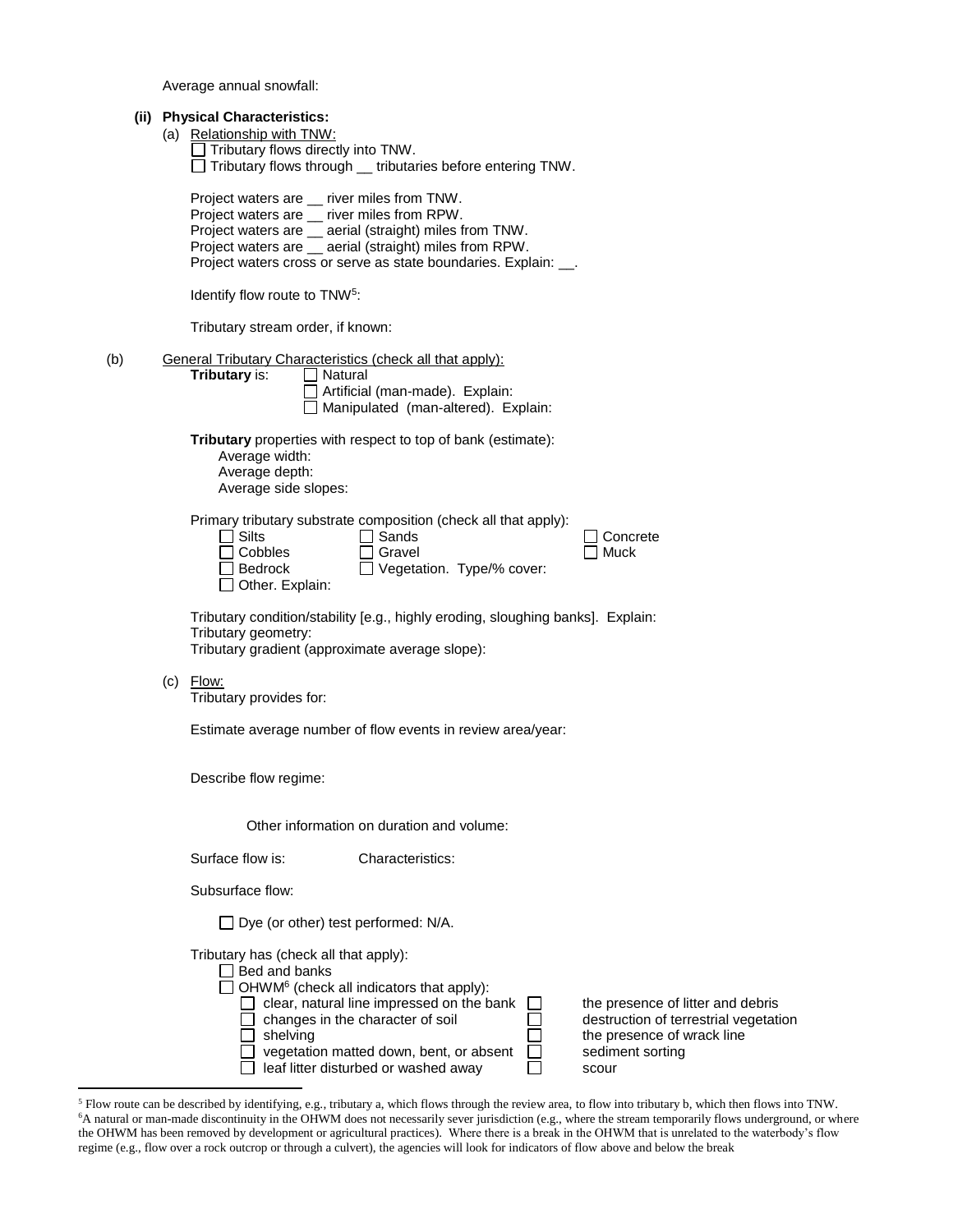Average annual snowfall:

**(ii) Physical Characteristics:**

(a) Relationship with TNW:

☐ Tributary flows directly into TNW.
☐ Tributary flows through __ tributaries before entering TNW.

Project waters are __ river miles from TNW.
Project waters are __ river miles from RPW.
Project waters are __ aerial (straight) miles from TNW.
Project waters are __ aerial (straight) miles from RPW.
Project waters cross or serve as state boundaries. Explain: __.

Identify flow route to TNW[5]:

Tributary stream order, if known:

(b) General Tributary Characteristics (check all that apply):

**Tributary** is: ☐ Natural
☐ Artificial (man-made). Explain:
☐ Manipulated (man-altered). Explain:

**Tributary** properties with respect to top of bank (estimate):
Average width:
Average depth:
Average side slopes:

Primary tributary substrate composition (check all that apply):

☐ Silts ☐ Sands ☐ Concrete
☐ Cobbles ☐ Gravel ☐ Muck
☐ Bedrock ☐ Vegetation. Type/% cover:
☐ Other. Explain:

Tributary condition/stability [e.g., highly eroding, sloughing banks]. Explain:
Tributary geometry:
Tributary gradient (approximate average slope):

(c) Flow:

Tributary provides for:

Estimate average number of flow events in review area/year:

Describe flow regime:

Other information on duration and volume:

Surface flow is: Characteristics:

Subsurface flow:

☐ Dye (or other) test performed: N/A.

Tributary has (check all that apply):

☐ Bed and banks
☐ OHWM[6] (check all indicators that apply):
☐ clear, natural line impressed on the bank ☐ the presence of litter and debris
☐ changes in the character of soil ☐ destruction of terrestrial vegetation
☐ shelving ☐ the presence of wrack line
☐ vegetation matted down, bent, or absent ☐ sediment sorting
☐ leaf litter disturbed or washed away ☐ scour

[5] Flow route can be described by identifying, e.g., tributary a, which flows through the review area, to flow into tributary b, which then flows into TNW.

[6] A natural or man-made discontinuity in the OHWM does not necessarily sever jurisdiction (e.g., where the stream temporarily flows underground, or where the OHWM has been removed by development or agricultural practices). Where there is a break in the OHWM that is unrelated to the waterbody's flow regime (e.g., flow over a rock outcrop or through a culvert), the agencies will look for indicators of flow above and below the break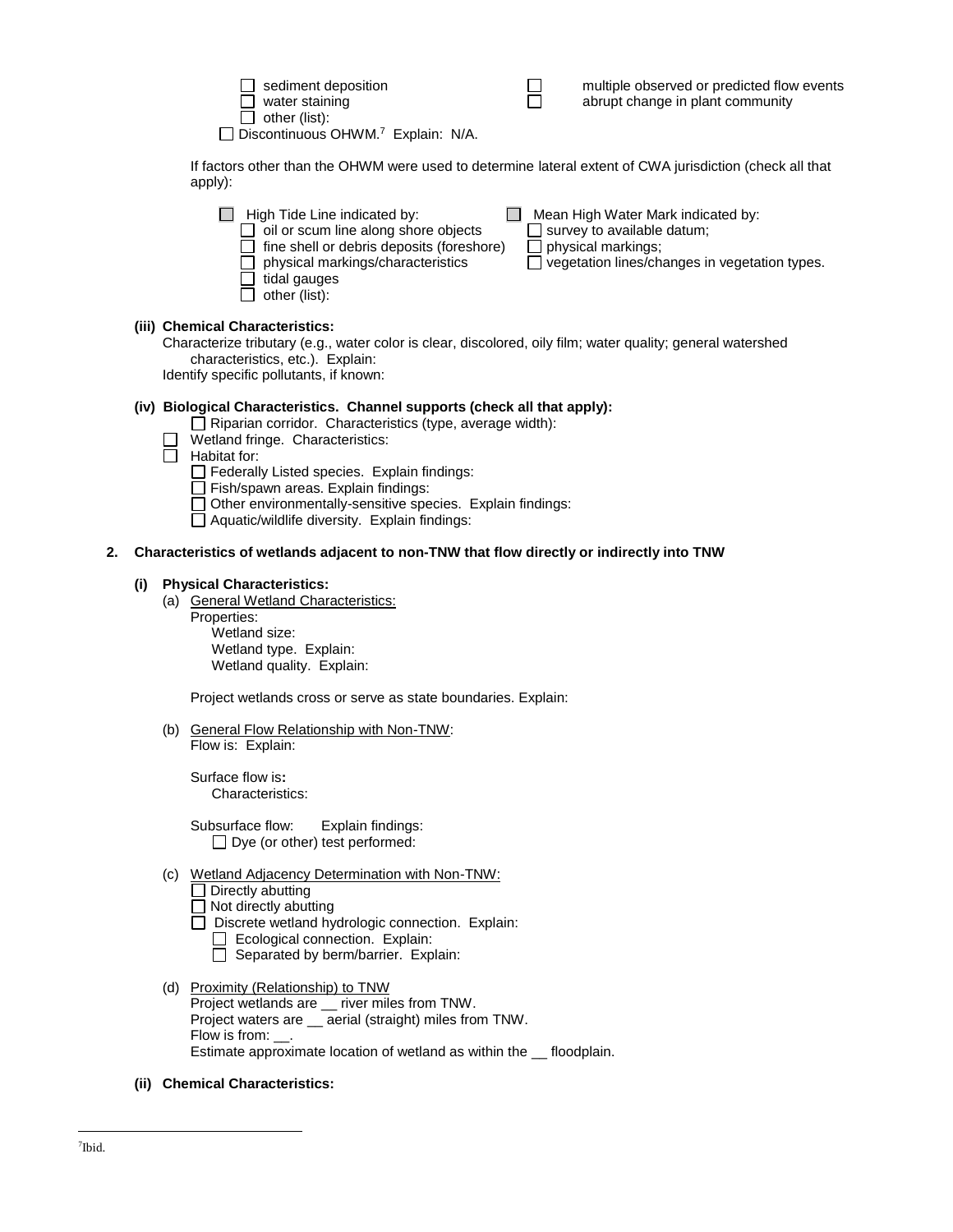- ☐ sediment deposition
- ☐ water staining
- ☐ other (list):
- ☐ multiple observed or predicted flow events
- ☐ abrupt change in plant community

☐ Discontinuous OHWM.[7] Explain: N/A.

If factors other than the OHWM were used to determine lateral extent of CWA jurisdiction (check all that apply):

☐ High Tide Line indicated by:
- ☐ oil or scum line along shore objects
- ☐ fine shell or debris deposits (foreshore)
- ☐ physical markings/characteristics
- ☐ tidal gauges
- ☐ other (list):

☐ Mean High Water Mark indicated by:
- ☐ survey to available datum;
- ☐ physical markings;
- ☐ vegetation lines/changes in vegetation types.

**(iii) Chemical Characteristics:**

Characterize tributary (e.g., water color is clear, discolored, oily film; water quality; general watershed characteristics, etc.). Explain:

Identify specific pollutants, if known:

**(iv) Biological Characteristics. Channel supports (check all that apply):**

☐ Riparian corridor. Characteristics (type, average width):

☐ Wetland fringe. Characteristics:

☐ Habitat for:
- ☐ Federally Listed species. Explain findings:
- ☐ Fish/spawn areas. Explain findings:
- ☐ Other environmentally-sensitive species. Explain findings:
- ☐ Aquatic/wildlife diversity. Explain findings:

**2. Characteristics of wetlands adjacent to non-TNW that flow directly or indirectly into TNW**

**(i) Physical Characteristics:**

(a) General Wetland Characteristics:

Properties:

Wetland size:

Wetland type. Explain:

Wetland quality. Explain:

Project wetlands cross or serve as state boundaries. Explain:

(b) General Flow Relationship with Non-TNW:

Flow is: Explain:

Surface flow is**:**

Characteristics:

Subsurface flow: Explain findings:

☐ Dye (or other) test performed:

(c) Wetland Adjacency Determination with Non-TNW:

- ☐ Directly abutting
- ☐ Not directly abutting
  - ☐ Discrete wetland hydrologic connection. Explain:
  - ☐ Ecological connection. Explain:
  - ☐ Separated by berm/barrier. Explain:

(d) Proximity (Relationship) to TNW

Project wetlands are __ river miles from TNW.

Project waters are __ aerial (straight) miles from TNW.

Flow is from: __.

Estimate approximate location of wetland as within the __ floodplain.

**(ii) Chemical Characteristics:**

---

[7] Ibid.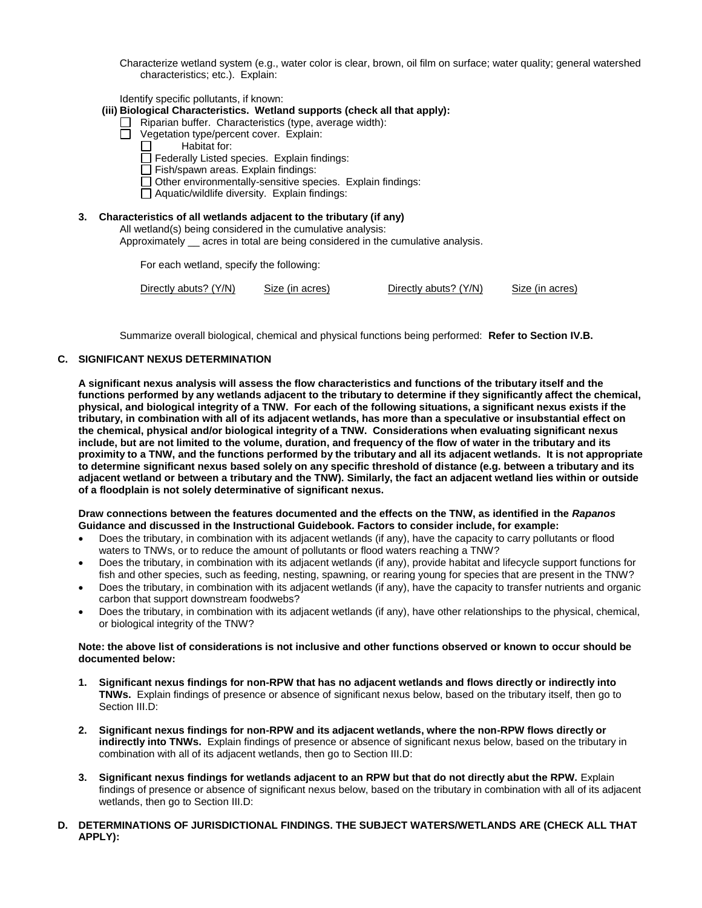Characterize wetland system (e.g., water color is clear, brown, oil film on surface; water quality; general watershed characteristics; etc.). Explain:

Identify specific pollutants, if known:

**(iii) Biological Characteristics. Wetland supports (check all that apply):**

- ☐ Riparian buffer. Characteristics (type, average width):
- ☐ Vegetation type/percent cover. Explain:
  - ☐ Habitat for:
  - ☐ Federally Listed species. Explain findings:
  - ☐ Fish/spawn areas. Explain findings:
  - ☐ Other environmentally-sensitive species. Explain findings:
  - ☐ Aquatic/wildlife diversity. Explain findings:

**3. Characteristics of all wetlands adjacent to the tributary (if any)**

All wetland(s) being considered in the cumulative analysis:
Approximately __ acres in total are being considered in the cumulative analysis.

For each wetland, specify the following:

| Directly abuts? (Y/N) | Size (in acres) | Directly abuts? (Y/N) | Size (in acres) |
|---|---|---|---|

Summarize overall biological, chemical and physical functions being performed: **Refer to Section IV.B.**

## C. SIGNIFICANT NEXUS DETERMINATION

**A significant nexus analysis will assess the flow characteristics and functions of the tributary itself and the functions performed by any wetlands adjacent to the tributary to determine if they significantly affect the chemical, physical, and biological integrity of a TNW. For each of the following situations, a significant nexus exists if the tributary, in combination with all of its adjacent wetlands, has more than a speculative or insubstantial effect on the chemical, physical and/or biological integrity of a TNW. Considerations when evaluating significant nexus include, but are not limited to the volume, duration, and frequency of the flow of water in the tributary and its proximity to a TNW, and the functions performed by the tributary and all its adjacent wetlands. It is not appropriate to determine significant nexus based solely on any specific threshold of distance (e.g. between a tributary and its adjacent wetland or between a tributary and the TNW). Similarly, the fact an adjacent wetland lies within or outside of a floodplain is not solely determinative of significant nexus.**

**Draw connections between the features documented and the effects on the TNW, as identified in the *Rapanos* Guidance and discussed in the Instructional Guidebook. Factors to consider include, for example:**

- Does the tributary, in combination with its adjacent wetlands (if any), have the capacity to carry pollutants or flood waters to TNWs, or to reduce the amount of pollutants or flood waters reaching a TNW?
- Does the tributary, in combination with its adjacent wetlands (if any), provide habitat and lifecycle support functions for fish and other species, such as feeding, nesting, spawning, or rearing young for species that are present in the TNW?
- Does the tributary, in combination with its adjacent wetlands (if any), have the capacity to transfer nutrients and organic carbon that support downstream foodwebs?
- Does the tributary, in combination with its adjacent wetlands (if any), have other relationships to the physical, chemical, or biological integrity of the TNW?

**Note: the above list of considerations is not inclusive and other functions observed or known to occur should be documented below:**

1. **Significant nexus findings for non-RPW that has no adjacent wetlands and flows directly or indirectly into TNWs.** Explain findings of presence or absence of significant nexus below, based on the tributary itself, then go to Section III.D:

2. **Significant nexus findings for non-RPW and its adjacent wetlands, where the non-RPW flows directly or indirectly into TNWs.** Explain findings of presence or absence of significant nexus below, based on the tributary in combination with all of its adjacent wetlands, then go to Section III.D:

3. **Significant nexus findings for wetlands adjacent to an RPW but that do not directly abut the RPW.** Explain findings of presence or absence of significant nexus below, based on the tributary in combination with all of its adjacent wetlands, then go to Section III.D:

## D. DETERMINATIONS OF JURISDICTIONAL FINDINGS. THE SUBJECT WATERS/WETLANDS ARE (CHECK ALL THAT APPLY):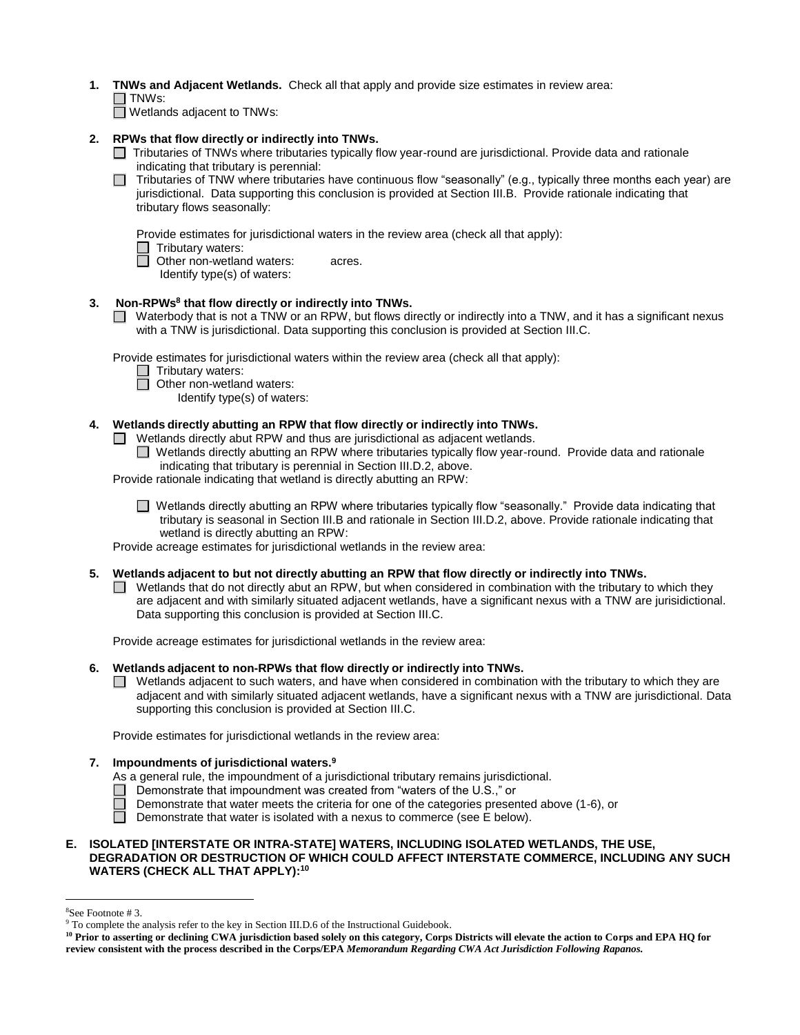**1. TNWs and Adjacent Wetlands.** Check all that apply and provide size estimates in review area:

☐ TNWs:

☐ Wetlands adjacent to TNWs:

**2. RPWs that flow directly or indirectly into TNWs.**

☐ Tributaries of TNWs where tributaries typically flow year-round are jurisdictional. Provide data and rationale indicating that tributary is perennial:

☐ Tributaries of TNW where tributaries have continuous flow "seasonally" (e.g., typically three months each year) are jurisdictional. Data supporting this conclusion is provided at Section III.B. Provide rationale indicating that tributary flows seasonally:

Provide estimates for jurisdictional waters in the review area (check all that apply):

☐ Tributary waters:

☐ Other non-wetland waters: acres.

Identify type(s) of waters:

**3. Non-RPWs[8] that flow directly or indirectly into TNWs.**

☐ Waterbody that is not a TNW or an RPW, but flows directly or indirectly into a TNW, and it has a significant nexus with a TNW is jurisdictional. Data supporting this conclusion is provided at Section III.C.

Provide estimates for jurisdictional waters within the review area (check all that apply):

☐ Tributary waters:

☐ Other non-wetland waters:

Identify type(s) of waters:

**4. Wetlands directly abutting an RPW that flow directly or indirectly into TNWs.**

☐ Wetlands directly abut RPW and thus are jurisdictional as adjacent wetlands.

☐ Wetlands directly abutting an RPW where tributaries typically flow year-round. Provide data and rationale indicating that tributary is perennial in Section III.D.2, above.

Provide rationale indicating that wetland is directly abutting an RPW:

☐ Wetlands directly abutting an RPW where tributaries typically flow "seasonally." Provide data indicating that tributary is seasonal in Section III.B and rationale in Section III.D.2, above. Provide rationale indicating that wetland is directly abutting an RPW:

Provide acreage estimates for jurisdictional wetlands in the review area:

**5. Wetlands adjacent to but not directly abutting an RPW that flow directly or indirectly into TNWs.**

☐ Wetlands that do not directly abut an RPW, but when considered in combination with the tributary to which they are adjacent and with similarly situated adjacent wetlands, have a significant nexus with a TNW are jurisidictional. Data supporting this conclusion is provided at Section III.C.

Provide acreage estimates for jurisdictional wetlands in the review area:

**6. Wetlands adjacent to non-RPWs that flow directly or indirectly into TNWs.**

☐ Wetlands adjacent to such waters, and have when considered in combination with the tributary to which they are adjacent and with similarly situated adjacent wetlands, have a significant nexus with a TNW are jurisdictional. Data supporting this conclusion is provided at Section III.C.

Provide estimates for jurisdictional wetlands in the review area:

**7. Impoundments of jurisdictional waters.[9]**

As a general rule, the impoundment of a jurisdictional tributary remains jurisdictional.

☐ Demonstrate that impoundment was created from "waters of the U.S.," or

☐ Demonstrate that water meets the criteria for one of the categories presented above (1-6), or

☐ Demonstrate that water is isolated with a nexus to commerce (see E below).

**E. ISOLATED [INTERSTATE OR INTRA-STATE] WATERS, INCLUDING ISOLATED WETLANDS, THE USE, DEGRADATION OR DESTRUCTION OF WHICH COULD AFFECT INTERSTATE COMMERCE, INCLUDING ANY SUCH WATERS (CHECK ALL THAT APPLY):[10]**

---

[8] See Footnote # 3.

[9] To complete the analysis refer to the key in Section III.D.6 of the Instructional Guidebook.

[10] **Prior to asserting or declining CWA jurisdiction based solely on this category, Corps Districts will elevate the action to Corps and EPA HQ for review consistent with the process described in the Corps/EPA *Memorandum Regarding CWA Act Jurisdiction Following Rapanos.***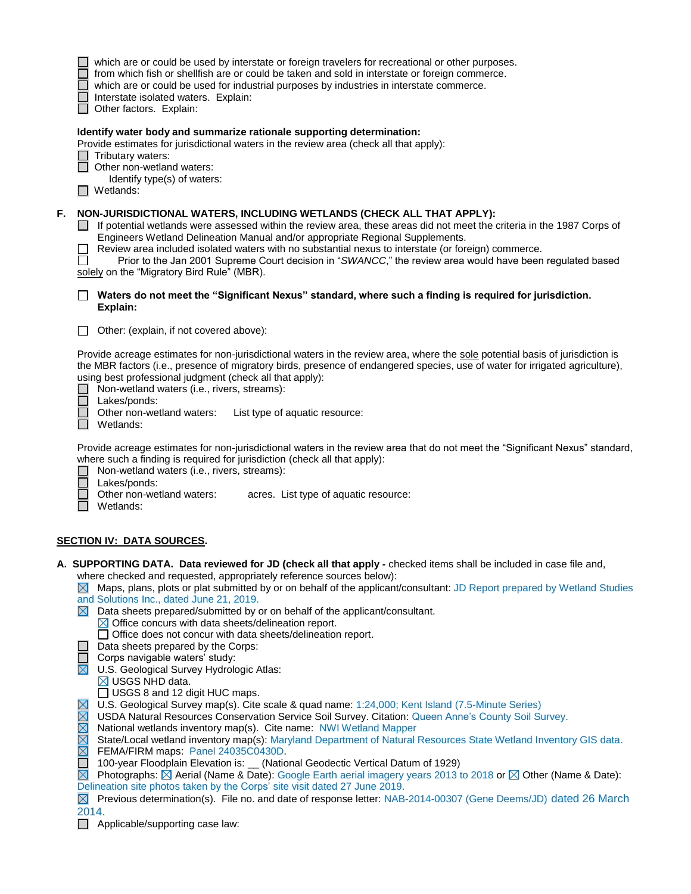- [ ] which are or could be used by interstate or foreign travelers for recreational or other purposes.
- [ ] from which fish or shellfish are or could be taken and sold in interstate or foreign commerce.
- [ ] which are or could be used for industrial purposes by industries in interstate commerce.
- [ ] Interstate isolated waters. Explain:
- [ ] Other factors. Explain:

**Identify water body and summarize rationale supporting determination:**

Provide estimates for jurisdictional waters in the review area (check all that apply):

- [ ] Tributary waters:
- [ ] Other non-wetland waters:
  Identify type(s) of waters:
- [ ] Wetlands:

**F. NON-JURISDICTIONAL WATERS, INCLUDING WETLANDS (CHECK ALL THAT APPLY):**

- [ ] If potential wetlands were assessed within the review area, these areas did not meet the criteria in the 1987 Corps of Engineers Wetland Delineation Manual and/or appropriate Regional Supplements.
- [ ] Review area included isolated waters with no substantial nexus to interstate (or foreign) commerce.
- [ ] Prior to the Jan 2001 Supreme Court decision in "*SWANCC*," the review area would have been regulated based solely on the "Migratory Bird Rule" (MBR).

- [ ] **Waters do not meet the "Significant Nexus" standard, where such a finding is required for jurisdiction. Explain:**

- [ ] Other: (explain, if not covered above):

Provide acreage estimates for non-jurisdictional waters in the review area, where the sole potential basis of jurisdiction is the MBR factors (i.e., presence of migratory birds, presence of endangered species, use of water for irrigated agriculture), using best professional judgment (check all that apply):

- [ ] Non-wetland waters (i.e., rivers, streams):
- [ ] Lakes/ponds:
- [ ] Other non-wetland waters: List type of aquatic resource:
- [ ] Wetlands:

Provide acreage estimates for non-jurisdictional waters in the review area that do not meet the "Significant Nexus" standard, where such a finding is required for jurisdiction (check all that apply):

- [ ] Non-wetland waters (i.e., rivers, streams):
- [ ] Lakes/ponds:
- [ ] Other non-wetland waters: acres. List type of aquatic resource:
- [ ] Wetlands:

## SECTION IV: DATA SOURCES.

**A. SUPPORTING DATA. Data reviewed for JD (check all that apply -** checked items shall be included in case file and, where checked and requested, appropriately reference sources below):

- [x] Maps, plans, plots or plat submitted by or on behalf of the applicant/consultant: JD Report prepared by Wetland Studies and Solutions Inc., dated June 21, 2019.
- [x] Data sheets prepared/submitted by or on behalf of the applicant/consultant.
  - [x] Office concurs with data sheets/delineation report.
  - [ ] Office does not concur with data sheets/delineation report.
- [ ] Data sheets prepared by the Corps:
- [ ] Corps navigable waters' study:
- [x] U.S. Geological Survey Hydrologic Atlas:
  - [x] USGS NHD data.
  - [ ] USGS 8 and 12 digit HUC maps.
- [x] U.S. Geological Survey map(s). Cite scale & quad name: 1:24,000; Kent Island (7.5-Minute Series)
- [x] USDA Natural Resources Conservation Service Soil Survey. Citation: Queen Anne's County Soil Survey.
- [x] National wetlands inventory map(s). Cite name: NWI Wetland Mapper
- [x] State/Local wetland inventory map(s): Maryland Department of Natural Resources State Wetland Inventory GIS data.
- [x] FEMA/FIRM maps: Panel 24035C0430D.
- [ ] 100-year Floodplain Elevation is: __ (National Geodectic Vertical Datum of 1929)
- [x] Photographs: [x] Aerial (Name & Date): Google Earth aerial imagery years 2013 to 2018 or [x] Other (Name & Date): Delineation site photos taken by the Corps' site visit dated 27 June 2019.
- [x] Previous determination(s). File no. and date of response letter: NAB-2014-00307 (Gene Deems/JD) dated 26 March 2014.
- [ ] Applicable/supporting case law: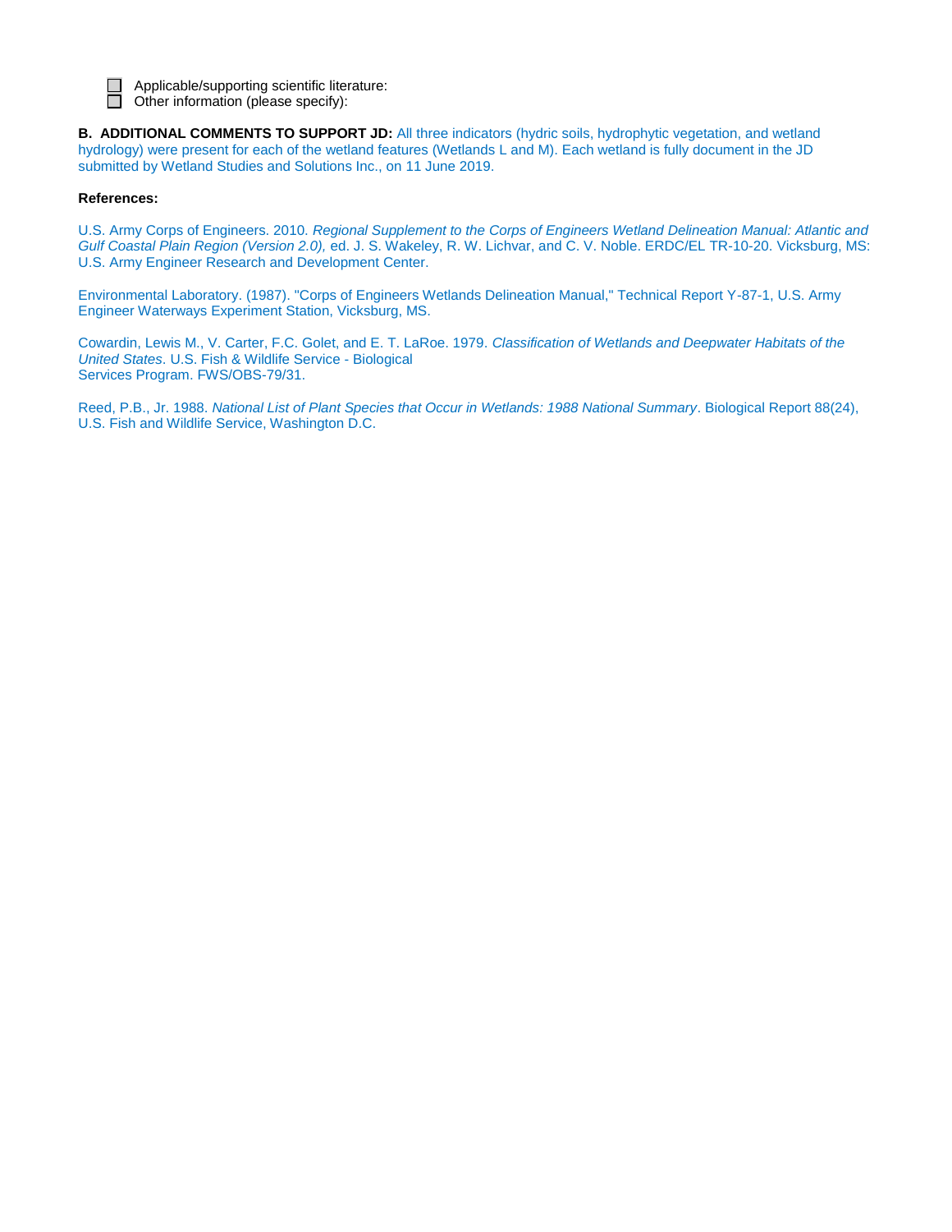- ☐ Applicable/supporting scientific literature:
- ☐ Other information (please specify):

**B. ADDITIONAL COMMENTS TO SUPPORT JD:** All three indicators (hydric soils, hydrophytic vegetation, and wetland hydrology) were present for each of the wetland features (Wetlands L and M). Each wetland is fully document in the JD submitted by Wetland Studies and Solutions Inc., on 11 June 2019.

**References:**

U.S. Army Corps of Engineers. 2010. *Regional Supplement to the Corps of Engineers Wetland Delineation Manual: Atlantic and Gulf Coastal Plain Region (Version 2.0),* ed. J. S. Wakeley, R. W. Lichvar, and C. V. Noble. ERDC/EL TR-10-20. Vicksburg, MS: U.S. Army Engineer Research and Development Center.

Environmental Laboratory. (1987). "Corps of Engineers Wetlands Delineation Manual," Technical Report Y-87-1, U.S. Army Engineer Waterways Experiment Station, Vicksburg, MS.

Cowardin, Lewis M., V. Carter, F.C. Golet, and E. T. LaRoe. 1979. *Classification of Wetlands and Deepwater Habitats of the United States*. U.S. Fish & Wildlife Service - Biological Services Program. FWS/OBS-79/31.

Reed, P.B., Jr. 1988. *National List of Plant Species that Occur in Wetlands: 1988 National Summary*. Biological Report 88(24), U.S. Fish and Wildlife Service, Washington D.C.